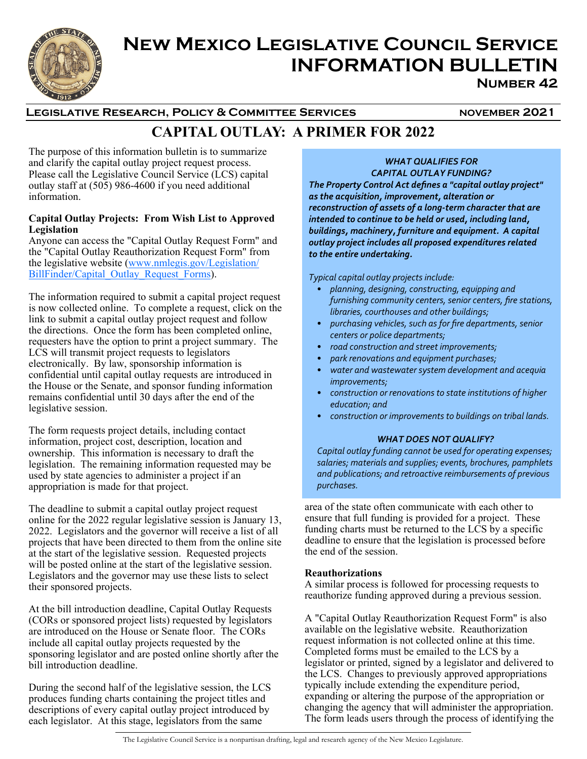# New Mexico Legislative Council Service INFORMATION BULLETIN

**Number 42**

**Legislative Research, Policy & Committee Services** — **November 2021**

## CAPITAL OUTLAY: A PRIMER FOR 2022

The purpose of this information bulletin is to summarize and clarify the capital outlay project request process. Please call the Legislative Council Service (LCS) capital outlay staff at (505) 986-4600 if you need additional information.

**Capital Outlay Projects: From Wish List to Approved Legislation**

Anyone can access the "Capital Outlay Request Form" and the "Capital Outlay Reauthorization Request Form" from the legislative website (www.nmlegis.gov/Legislation/BillFinder/Capital_Outlay_Request_Forms).

The information required to submit a capital project request is now collected online. To complete a request, click on the link to submit a capital outlay project request and follow the directions. Once the form has been completed online, requesters have the option to print a project summary. The LCS will transmit project requests to legislators electronically. By law, sponsorship information is confidential until capital outlay requests are introduced in the House or the Senate, and sponsor funding information remains confidential until 30 days after the end of the legislative session.

The form requests project details, including contact information, project cost, description, location and ownership. This information is necessary to draft the legislation. The remaining information requested may be used by state agencies to administer a project if an appropriation is made for that project.

The deadline to submit a capital outlay project request online for the 2022 regular legislative session is January 13, 2022. Legislators and the governor will receive a list of all projects that have been directed to them from the online site at the start of the legislative session. Requested projects will be posted online at the start of the legislative session. Legislators and the governor may use these lists to select their sponsored projects.

At the bill introduction deadline, Capital Outlay Requests (CORs or sponsored project lists) requested by legislators are introduced on the House or Senate floor. The CORs include all capital outlay projects requested by the sponsoring legislator and are posted online shortly after the bill introduction deadline.

During the second half of the legislative session, the LCS produces funding charts containing the project titles and descriptions of every capital outlay project introduced by each legislator. At this stage, legislators from the same area of the state often communicate with each other to ensure that full funding is provided for a project. These funding charts must be returned to the LCS by a specific deadline to ensure that the legislation is processed before the end of the session.

***WHAT QUALIFIES FOR CAPITAL OUTLAY FUNDING?***

***The Property Control Act defines a "capital outlay project" as the acquisition, improvement, alteration or reconstruction of assets of a long-term character that are intended to continue to be held or used, including land, buildings, machinery, furniture and equipment. A capital outlay project includes all proposed expenditures related to the entire undertaking.***

*Typical capital outlay projects include:*

- *planning, designing, constructing, equipping and furnishing community centers, senior centers, fire stations, libraries, courthouses and other buildings;*
- *purchasing vehicles, such as for fire departments, senior centers or police departments;*
- *road construction and street improvements;*
- *park renovations and equipment purchases;*
- *water and wastewater system development and acequia improvements;*
- *construction or renovations to state institutions of higher education; and*
- *construction or improvements to buildings on tribal lands.*

***WHAT DOES NOT QUALIFY?***

*Capital outlay funding cannot be used for operating expenses; salaries; materials and supplies; events, brochures, pamphlets and publications; and retroactive reimbursements of previous purchases.*

**Reauthorizations**

A similar process is followed for processing requests to reauthorize funding approved during a previous session.

A "Capital Outlay Reauthorization Request Form" is also available on the legislative website. Reauthorization request information is not collected online at this time. Completed forms must be emailed to the LCS by a legislator or printed, signed by a legislator and delivered to the LCS. Changes to previously approved appropriations typically include extending the expenditure period, expanding or altering the purpose of the appropriation or changing the agency that will administer the appropriation. The form leads users through the process of identifying the

The Legislative Council Service is a nonpartisan drafting, legal and research agency of the New Mexico Legislature.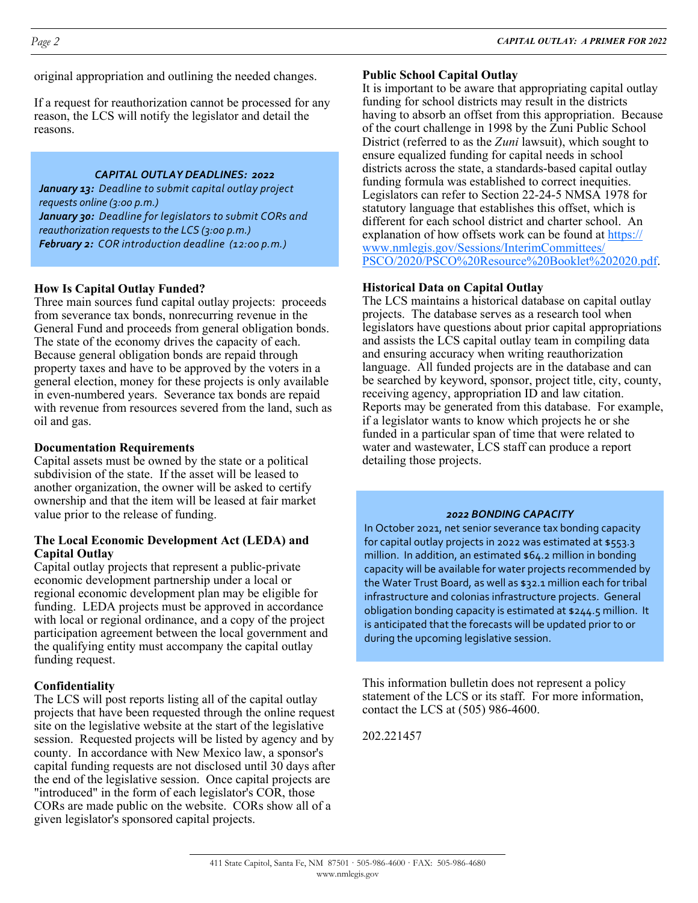original appropriation and outlining the needed changes.

If a request for reauthorization cannot be processed for any reason, the LCS will notify the legislator and detail the reasons.

***CAPITAL OUTLAY DEADLINES: 2022***

***January 13:*** *Deadline to submit capital outlay project requests online (3:00 p.m.)*
***January 30:*** *Deadline for legislators to submit CORs and reauthorization requests to the LCS (3:00 p.m.)*
***February 2:*** *COR introduction deadline (12:00 p.m.)*

**How Is Capital Outlay Funded?**
Three main sources fund capital outlay projects: proceeds from severance tax bonds, nonrecurring revenue in the General Fund and proceeds from general obligation bonds. The state of the economy drives the capacity of each. Because general obligation bonds are repaid through property taxes and have to be approved by the voters in a general election, money for these projects is only available in even-numbered years. Severance tax bonds are repaid with revenue from resources severed from the land, such as oil and gas.

**Documentation Requirements**
Capital assets must be owned by the state or a political subdivision of the state. If the asset will be leased to another organization, the owner will be asked to certify ownership and that the item will be leased at fair market value prior to the release of funding.

**The Local Economic Development Act (LEDA) and Capital Outlay**
Capital outlay projects that represent a public-private economic development partnership under a local or regional economic development plan may be eligible for funding. LEDA projects must be approved in accordance with local or regional ordinance, and a copy of the project participation agreement between the local government and the qualifying entity must accompany the capital outlay funding request.

**Confidentiality**
The LCS will post reports listing all of the capital outlay projects that have been requested through the online request site on the legislative website at the start of the legislative session. Requested projects will be listed by agency and by county. In accordance with New Mexico law, a sponsor's capital funding requests are not disclosed until 30 days after the end of the legislative session. Once capital projects are "introduced" in the form of each legislator's COR, those CORs are made public on the website. CORs show all of a given legislator's sponsored capital projects.

**Public School Capital Outlay**
It is important to be aware that appropriating capital outlay funding for school districts may result in the districts having to absorb an offset from this appropriation. Because of the court challenge in 1998 by the Zuni Public School District (referred to as the *Zuni* lawsuit), which sought to ensure equalized funding for capital needs in school districts across the state, a standards-based capital outlay funding formula was established to correct inequities. Legislators can refer to Section 22-24-5 NMSA 1978 for statutory language that establishes this offset, which is different for each school district and charter school. An explanation of how offsets work can be found at https://www.nmlegis.gov/Sessions/InterimCommittees/PSCO/2020/PSCO%20Resource%20Booklet%202020.pdf.

**Historical Data on Capital Outlay**
The LCS maintains a historical database on capital outlay projects. The database serves as a research tool when legislators have questions about prior capital appropriations and assists the LCS capital outlay team in compiling data and ensuring accuracy when writing reauthorization language. All funded projects are in the database and can be searched by keyword, sponsor, project title, city, county, receiving agency, appropriation ID and law citation. Reports may be generated from this database. For example, if a legislator wants to know which projects he or she funded in a particular span of time that were related to water and wastewater, LCS staff can produce a report detailing those projects.

***2022 BONDING CAPACITY***

In October 2021, net senior severance tax bonding capacity for capital outlay projects in 2022 was estimated at $553.3 million. In addition, an estimated $64.2 million in bonding capacity will be available for water projects recommended by the Water Trust Board, as well as $32.1 million each for tribal infrastructure and colonias infrastructure projects. General obligation bonding capacity is estimated at $244.5 million. It is anticipated that the forecasts will be updated prior to or during the upcoming legislative session.

This information bulletin does not represent a policy statement of the LCS or its staff. For more information, contact the LCS at (505) 986-4600.

202.221457